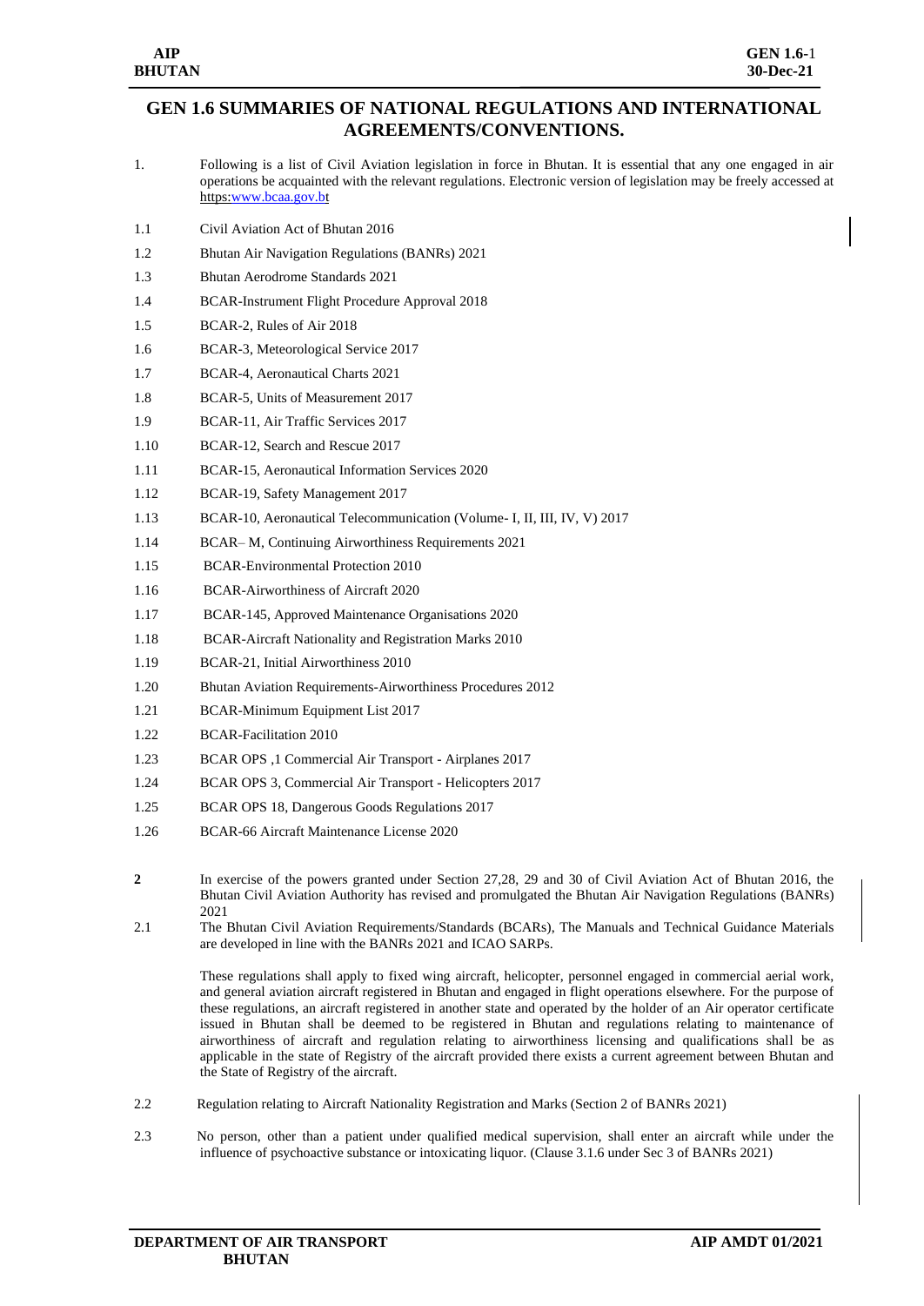# GEN 1.6 SUMMARIES OF NATIONAL REGULATIONS AND INTERNATIONAL AGREEMENTS/CONVENTIONS.

1. Following is a list of Civil Aviation legislation in force in Bhutan. It is essential that any one engaged in air operations be acquainted with the relevant regulations. Electronic version of legislation may be freely accessed at https:www.bcaa.gov.bt

1.1 Civil Aviation Act of Bhutan 2016

1.2 Bhutan Air Navigation Regulations (BANRs) 2021

1.3 Bhutan Aerodrome Standards 2021

1.4 BCAR-Instrument Flight Procedure Approval 2018

1.5 BCAR-2, Rules of Air 2018

1.6 BCAR-3, Meteorological Service 2017

1.7 BCAR-4, Aeronautical Charts 2021

1.8 BCAR-5, Units of Measurement 2017

1.9 BCAR-11, Air Traffic Services 2017

1.10 BCAR-12, Search and Rescue 2017

1.11 BCAR-15, Aeronautical Information Services 2020

1.12 BCAR-19, Safety Management 2017

1.13 BCAR-10, Aeronautical Telecommunication (Volume- I, II, III, IV, V) 2017

1.14 BCAR– M, Continuing Airworthiness Requirements 2021

1.15 BCAR-Environmental Protection 2010

1.16 BCAR-Airworthiness of Aircraft 2020

1.17 BCAR-145, Approved Maintenance Organisations 2020

1.18 BCAR-Aircraft Nationality and Registration Marks 2010

1.19 BCAR-21, Initial Airworthiness 2010

1.20 Bhutan Aviation Requirements-Airworthiness Procedures 2012

1.21 BCAR-Minimum Equipment List 2017

1.22 BCAR-Facilitation 2010

1.23 BCAR OPS ,1 Commercial Air Transport - Airplanes 2017

1.24 BCAR OPS 3, Commercial Air Transport - Helicopters 2017

1.25 BCAR OPS 18, Dangerous Goods Regulations 2017

1.26 BCAR-66 Aircraft Maintenance License 2020

**2** In exercise of the powers granted under Section 27,28, 29 and 30 of Civil Aviation Act of Bhutan 2016, the Bhutan Civil Aviation Authority has revised and promulgated the Bhutan Air Navigation Regulations (BANRs) 2021

2.1 The Bhutan Civil Aviation Requirements/Standards (BCARs), The Manuals and Technical Guidance Materials are developed in line with the BANRs 2021 and ICAO SARPs.

These regulations shall apply to fixed wing aircraft, helicopter, personnel engaged in commercial aerial work, and general aviation aircraft registered in Bhutan and engaged in flight operations elsewhere. For the purpose of these regulations, an aircraft registered in another state and operated by the holder of an Air operator certificate issued in Bhutan shall be deemed to be registered in Bhutan and regulations relating to maintenance of airworthiness of aircraft and regulation relating to airworthiness licensing and qualifications shall be as applicable in the state of Registry of the aircraft provided there exists a current agreement between Bhutan and the State of Registry of the aircraft.

2.2 Regulation relating to Aircraft Nationality Registration and Marks (Section 2 of BANRs 2021)

2.3 No person, other than a patient under qualified medical supervision, shall enter an aircraft while under the influence of psychoactive substance or intoxicating liquor. (Clause 3.1.6 under Sec 3 of BANRs 2021)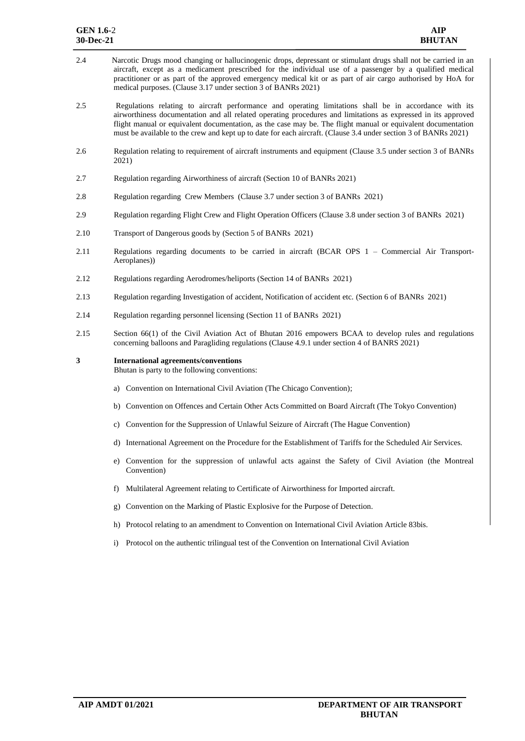2.4 Narcotic Drugs mood changing or hallucinogenic drops, depressant or stimulant drugs shall not be carried in an aircraft, except as a medicament prescribed for the individual use of a passenger by a qualified medical practitioner or as part of the approved emergency medical kit or as part of air cargo authorised by HoA for medical purposes. (Clause 3.17 under section 3 of BANRs 2021)

2.5 Regulations relating to aircraft performance and operating limitations shall be in accordance with its airworthiness documentation and all related operating procedures and limitations as expressed in its approved flight manual or equivalent documentation, as the case may be. The flight manual or equivalent documentation must be available to the crew and kept up to date for each aircraft. (Clause 3.4 under section 3 of BANRs 2021)

2.6 Regulation relating to requirement of aircraft instruments and equipment (Clause 3.5 under section 3 of BANRs 2021)

2.7 Regulation regarding Airworthiness of aircraft (Section 10 of BANRs 2021)

2.8 Regulation regarding Crew Members (Clause 3.7 under section 3 of BANRs 2021)

2.9 Regulation regarding Flight Crew and Flight Operation Officers (Clause 3.8 under section 3 of BANRs 2021)

2.10 Transport of Dangerous goods by (Section 5 of BANRs 2021)

2.11 Regulations regarding documents to be carried in aircraft (BCAR OPS 1 – Commercial Air Transport-Aeroplanes))

2.12 Regulations regarding Aerodromes/heliports (Section 14 of BANRs 2021)

2.13 Regulation regarding Investigation of accident, Notification of accident etc. (Section 6 of BANRs 2021)

2.14 Regulation regarding personnel licensing (Section 11 of BANRs 2021)

2.15 Section 66(1) of the Civil Aviation Act of Bhutan 2016 empowers BCAA to develop rules and regulations concerning balloons and Paragliding regulations (Clause 4.9.1 under section 4 of BANRS 2021)

## 3 International agreements/conventions

Bhutan is party to the following conventions:

a) Convention on International Civil Aviation (The Chicago Convention);

b) Convention on Offences and Certain Other Acts Committed on Board Aircraft (The Tokyo Convention)

c) Convention for the Suppression of Unlawful Seizure of Aircraft (The Hague Convention)

d) International Agreement on the Procedure for the Establishment of Tariffs for the Scheduled Air Services.

e) Convention for the suppression of unlawful acts against the Safety of Civil Aviation (the Montreal Convention)

f) Multilateral Agreement relating to Certificate of Airworthiness for Imported aircraft.

g) Convention on the Marking of Plastic Explosive for the Purpose of Detection.

h) Protocol relating to an amendment to Convention on International Civil Aviation Article 83bis.

i) Protocol on the authentic trilingual test of the Convention on International Civil Aviation